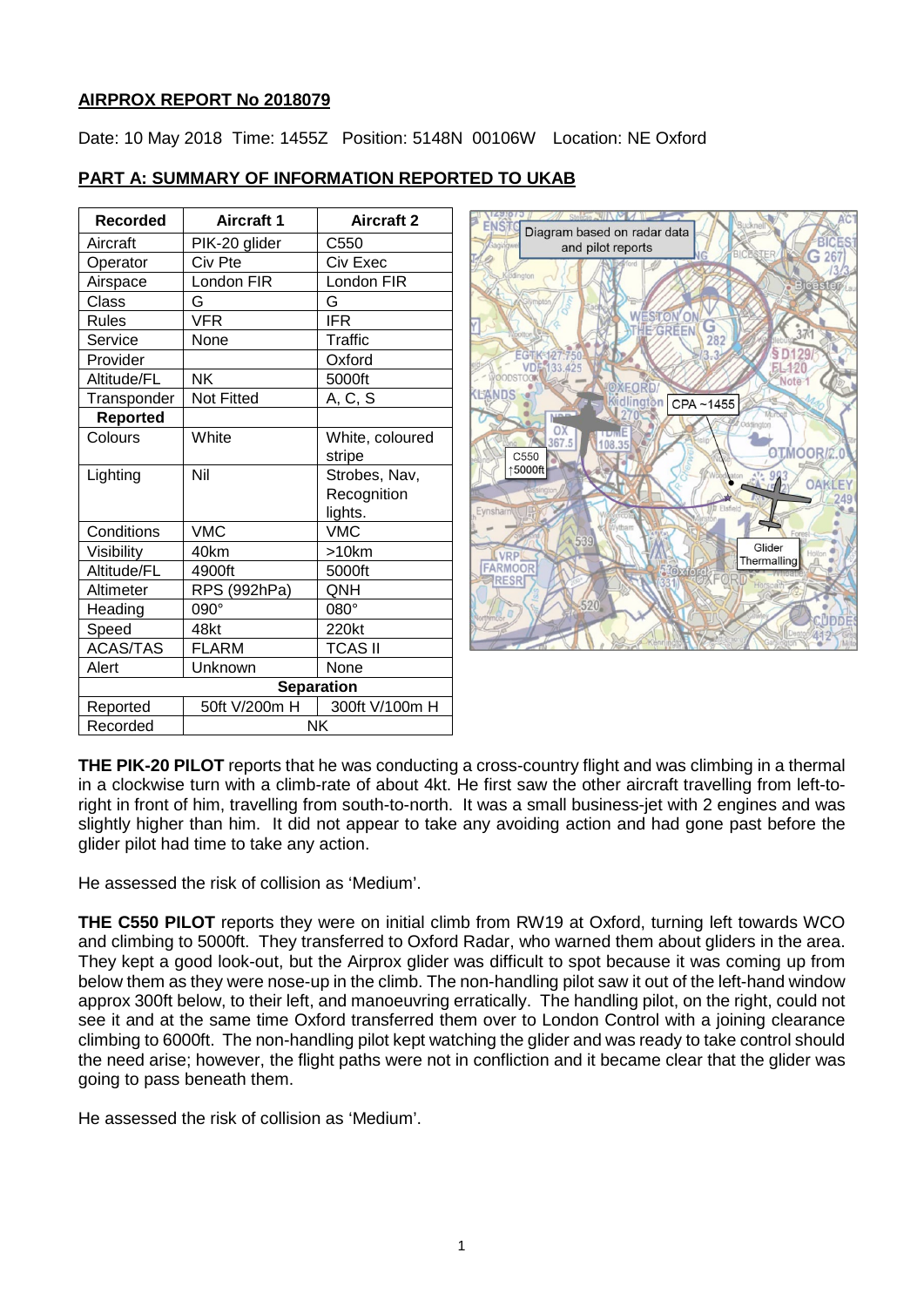**AIRPROX REPORT No 2018079**

Date: 10 May 2018 Time: 1455Z Position: 5148N 00106W Location: NE Oxford

**PART A: SUMMARY OF INFORMATION REPORTED TO UKAB**

| Recorded | Aircraft 1 | Aircraft 2 |
|---|---|---|
| Aircraft | PIK-20 glider | C550 |
| Operator | Civ Pte | Civ Exec |
| Airspace | London FIR | London FIR |
| Class | G | G |
| Rules | VFR | IFR |
| Service | None | Traffic |
| Provider | | Oxford |
| Altitude/FL | NK | 5000ft |
| Transponder | Not Fitted | A, C, S |
| **Reported** | | |
| Colours | White | White, coloured stripe |
| Lighting | Nil | Strobes, Nav, Recognition lights. |
| Conditions | VMC | VMC |
| Visibility | 40km | >10km |
| Altitude/FL | 4900ft | 5000ft |
| Altimeter | RPS (992hPa) | QNH |
| Heading | 090° | 080° |
| Speed | 48kt | 220kt |
| ACAS/TAS | FLARM | TCAS II |
| Alert | Unknown | None |
| **Separation** | | |
| Reported | 50ft V/200m H | 300ft V/100m H |
| Recorded | NK | |

Diagram based on radar data and pilot reports

**THE PIK-20 PILOT** reports that he was conducting a cross-country flight and was climbing in a thermal in a clockwise turn with a climb-rate of about 4kt. He first saw the other aircraft travelling from left-to-right in front of him, travelling from south-to-north. It was a small business-jet with 2 engines and was slightly higher than him. It did not appear to take any avoiding action and had gone past before the glider pilot had time to take any action.

He assessed the risk of collision as 'Medium'.

**THE C550 PILOT** reports they were on initial climb from RW19 at Oxford, turning left towards WCO and climbing to 5000ft. They transferred to Oxford Radar, who warned them about gliders in the area. They kept a good look-out, but the Airprox glider was difficult to spot because it was coming up from below them as they were nose-up in the climb. The non-handling pilot saw it out of the left-hand window approx 300ft below, to their left, and manoeuvring erratically. The handling pilot, on the right, could not see it and at the same time Oxford transferred them over to London Control with a joining clearance climbing to 6000ft. The non-handling pilot kept watching the glider and was ready to take control should the need arise; however, the flight paths were not in confliction and it became clear that the glider was going to pass beneath them.

He assessed the risk of collision as 'Medium'.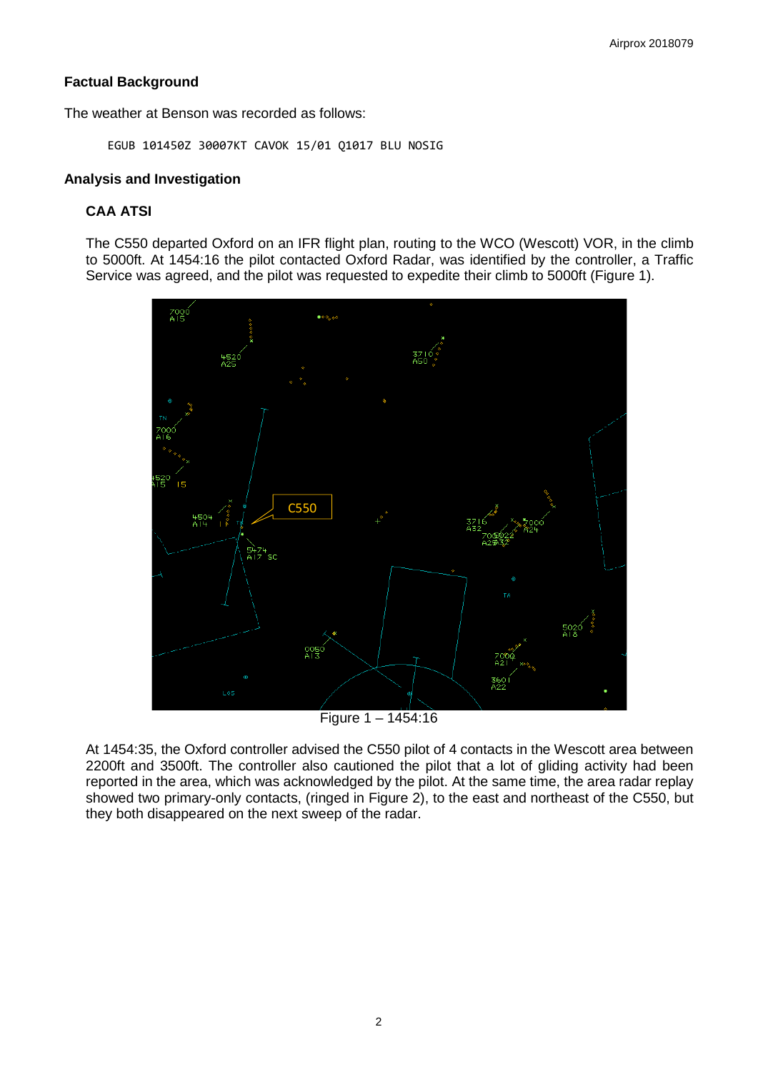## Factual Background

The weather at Benson was recorded as follows:

```
EGUB 101450Z 30007KT CAVOK 15/01 Q1017 BLU NOSIG
```

## Analysis and Investigation

### CAA ATSI

The C550 departed Oxford on an IFR flight plan, routing to the WCO (Wescott) VOR, in the climb to 5000ft. At 1454:16 the pilot contacted Oxford Radar, was identified by the controller, a Traffic Service was agreed, and the pilot was requested to expedite their climb to 5000ft (Figure 1).

Figure 1 – 1454:16

At 1454:35, the Oxford controller advised the C550 pilot of 4 contacts in the Wescott area between 2200ft and 3500ft. The controller also cautioned the pilot that a lot of gliding activity had been reported in the area, which was acknowledged by the pilot. At the same time, the area radar replay showed two primary-only contacts, (ringed in Figure 2), to the east and northeast of the C550, but they both disappeared on the next sweep of the radar.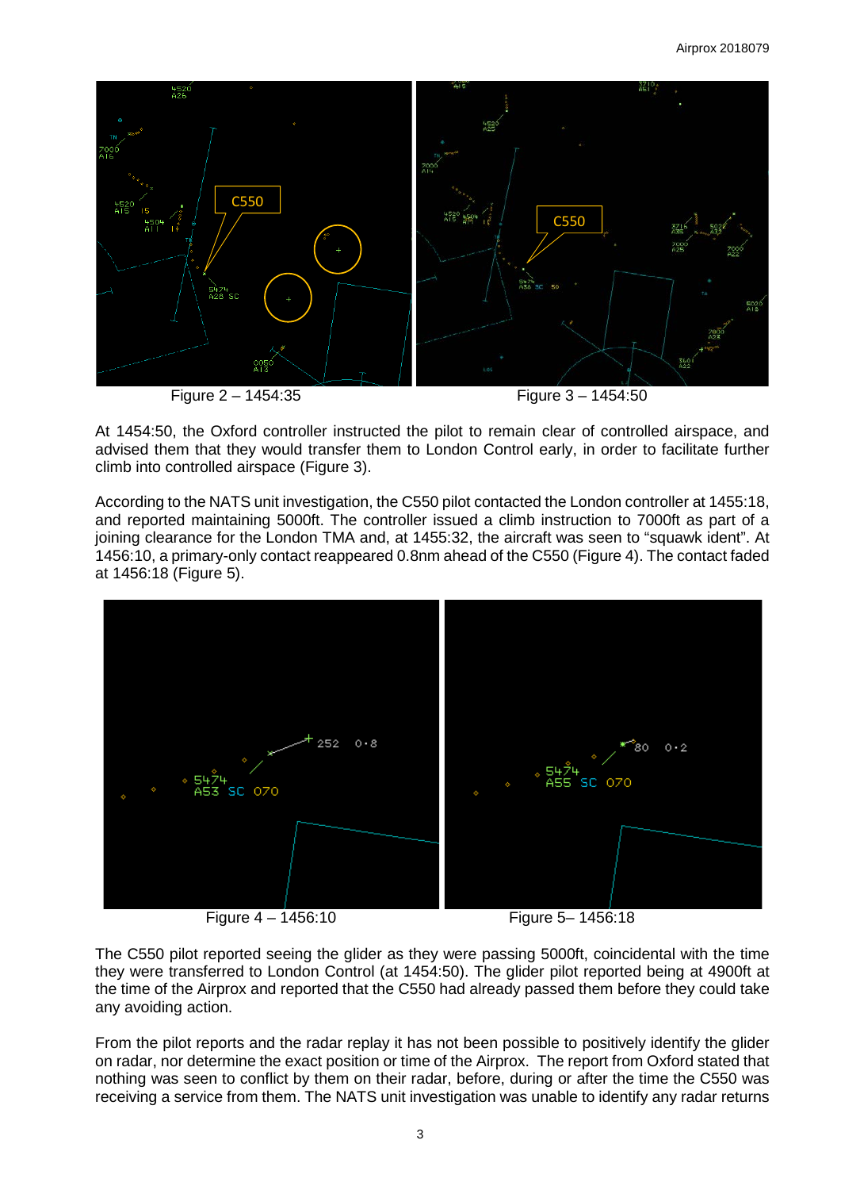Figure 2 – 1454:35

Figure 3 – 1454:50

At 1454:50, the Oxford controller instructed the pilot to remain clear of controlled airspace, and advised them that they would transfer them to London Control early, in order to facilitate further climb into controlled airspace (Figure 3).

According to the NATS unit investigation, the C550 pilot contacted the London controller at 1455:18, and reported maintaining 5000ft. The controller issued a climb instruction to 7000ft as part of a joining clearance for the London TMA and, at 1455:32, the aircraft was seen to "squawk ident". At 1456:10, a primary-only contact reappeared 0.8nm ahead of the C550 (Figure 4). The contact faded at 1456:18 (Figure 5).

Figure 4 – 1456:10

Figure 5– 1456:18

The C550 pilot reported seeing the glider as they were passing 5000ft, coincidental with the time they were transferred to London Control (at 1454:50). The glider pilot reported being at 4900ft at the time of the Airprox and reported that the C550 had already passed them before they could take any avoiding action.

From the pilot reports and the radar replay it has not been possible to positively identify the glider on radar, nor determine the exact position or time of the Airprox. The report from Oxford stated that nothing was seen to conflict by them on their radar, before, during or after the time the C550 was receiving a service from them. The NATS unit investigation was unable to identify any radar returns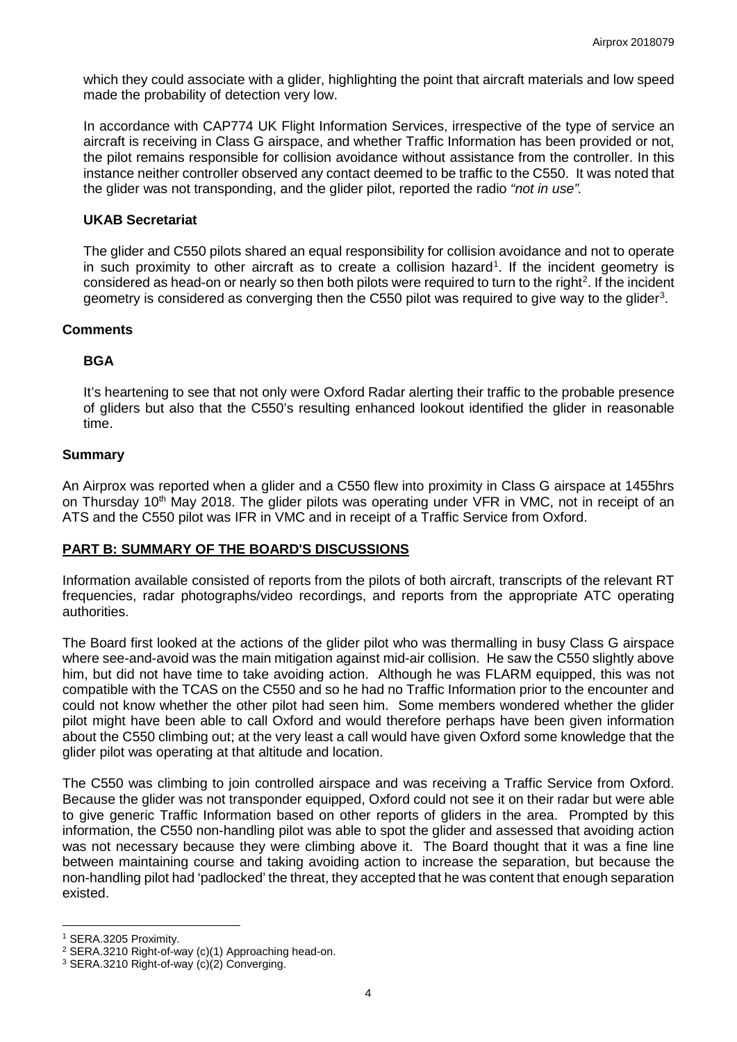which they could associate with a glider, highlighting the point that aircraft materials and low speed made the probability of detection very low.

In accordance with CAP774 UK Flight Information Services, irrespective of the type of service an aircraft is receiving in Class G airspace, and whether Traffic Information has been provided or not, the pilot remains responsible for collision avoidance without assistance from the controller. In this instance neither controller observed any contact deemed to be traffic to the C550. It was noted that the glider was not transponding, and the glider pilot, reported the radio *"not in use".*

### UKAB Secretariat

The glider and C550 pilots shared an equal responsibility for collision avoidance and not to operate in such proximity to other aircraft as to create a collision hazard[1]. If the incident geometry is considered as head-on or nearly so then both pilots were required to turn to the right[2]. If the incident geometry is considered as converging then the C550 pilot was required to give way to the glider[3].

## Comments

### BGA

It's heartening to see that not only were Oxford Radar alerting their traffic to the probable presence of gliders but also that the C550's resulting enhanced lookout identified the glider in reasonable time.

## Summary

An Airprox was reported when a glider and a C550 flew into proximity in Class G airspace at 1455hrs on Thursday 10th May 2018. The glider pilots was operating under VFR in VMC, not in receipt of an ATS and the C550 pilot was IFR in VMC and in receipt of a Traffic Service from Oxford.

## PART B: SUMMARY OF THE BOARD'S DISCUSSIONS

Information available consisted of reports from the pilots of both aircraft, transcripts of the relevant RT frequencies, radar photographs/video recordings, and reports from the appropriate ATC operating authorities.

The Board first looked at the actions of the glider pilot who was thermalling in busy Class G airspace where see-and-avoid was the main mitigation against mid-air collision. He saw the C550 slightly above him, but did not have time to take avoiding action. Although he was FLARM equipped, this was not compatible with the TCAS on the C550 and so he had no Traffic Information prior to the encounter and could not know whether the other pilot had seen him. Some members wondered whether the glider pilot might have been able to call Oxford and would therefore perhaps have been given information about the C550 climbing out; at the very least a call would have given Oxford some knowledge that the glider pilot was operating at that altitude and location.

The C550 was climbing to join controlled airspace and was receiving a Traffic Service from Oxford. Because the glider was not transponder equipped, Oxford could not see it on their radar but were able to give generic Traffic Information based on other reports of gliders in the area. Prompted by this information, the C550 non-handling pilot was able to spot the glider and assessed that avoiding action was not necessary because they were climbing above it. The Board thought that it was a fine line between maintaining course and taking avoiding action to increase the separation, but because the non-handling pilot had 'padlocked' the threat, they accepted that he was content that enough separation existed.

---

[1] SERA.3205 Proximity.

[2] SERA.3210 Right-of-way (c)(1) Approaching head-on.

[3] SERA.3210 Right-of-way (c)(2) Converging.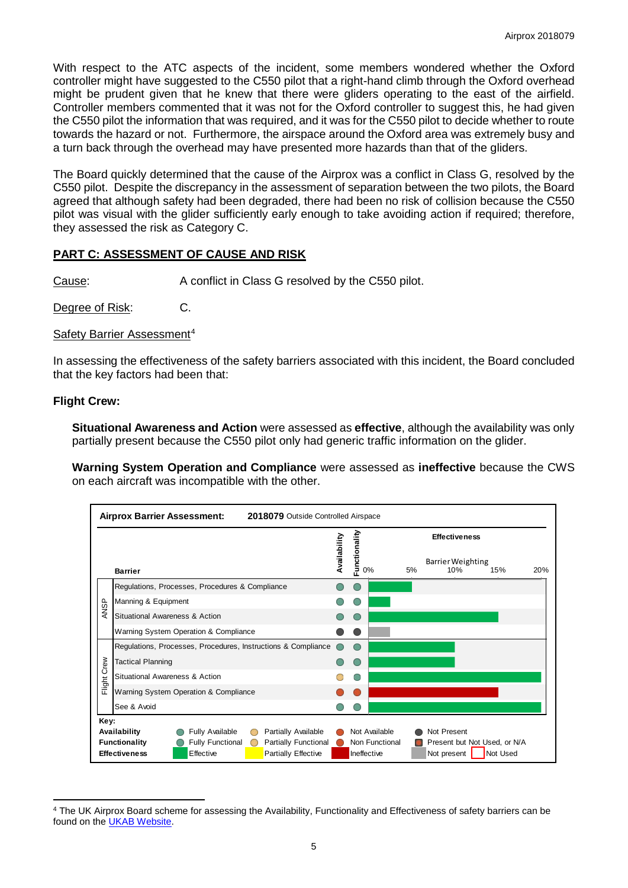With respect to the ATC aspects of the incident, some members wondered whether the Oxford controller might have suggested to the C550 pilot that a right-hand climb through the Oxford overhead might be prudent given that he knew that there were gliders operating to the east of the airfield. Controller members commented that it was not for the Oxford controller to suggest this, he had given the C550 pilot the information that was required, and it was for the C550 pilot to decide whether to route towards the hazard or not. Furthermore, the airspace around the Oxford area was extremely busy and a turn back through the overhead may have presented more hazards than that of the gliders.

The Board quickly determined that the cause of the Airprox was a conflict in Class G, resolved by the C550 pilot. Despite the discrepancy in the assessment of separation between the two pilots, the Board agreed that although safety had been degraded, there had been no risk of collision because the C550 pilot was visual with the glider sufficiently early enough to take avoiding action if required; therefore, they assessed the risk as Category C.

## PART C: ASSESSMENT OF CAUSE AND RISK

Cause: A conflict in Class G resolved by the C550 pilot.

Degree of Risk: C.

Safety Barrier Assessment[4]

In assessing the effectiveness of the safety barriers associated with this incident, the Board concluded that the key factors had been that:

**Flight Crew:**

**Situational Awareness and Action** were assessed as **effective**, although the availability was only partially present because the C550 pilot only had generic traffic information on the glider.

**Warning System Operation and Compliance** were assessed as **ineffective** because the CWS on each aircraft was incompatible with the other.

Airprox Barrier Assessment: 2018079 Outside Controlled Airspace

Barrier | Availability | Functionality | Effectiveness | Barrier Weighting | 0% | 5% | 10% | 15% | 20%

ANSP
Regulations, Processes, Procedures & Compliance
Manning & Equipment
Situational Awareness & Action
Warning System Operation & Compliance

Flight Crew
Regulations, Processes, Procedures, Instructions & Compliance
Tactical Planning
Situational Awareness & Action
Warning System Operation & Compliance
See & Avoid

Key:
Availability: Fully Available, Partially Available, Not Available, Not Present
Functionality: Fully Functional, Partially Functional, Non Functional, Present but Not Used, or N/A
Effectiveness: Effective, Partially Effective, Ineffective, Not present, Not Used

---

[4] The UK Airprox Board scheme for assessing the Availability, Functionality and Effectiveness of safety barriers can be found on the UKAB Website.